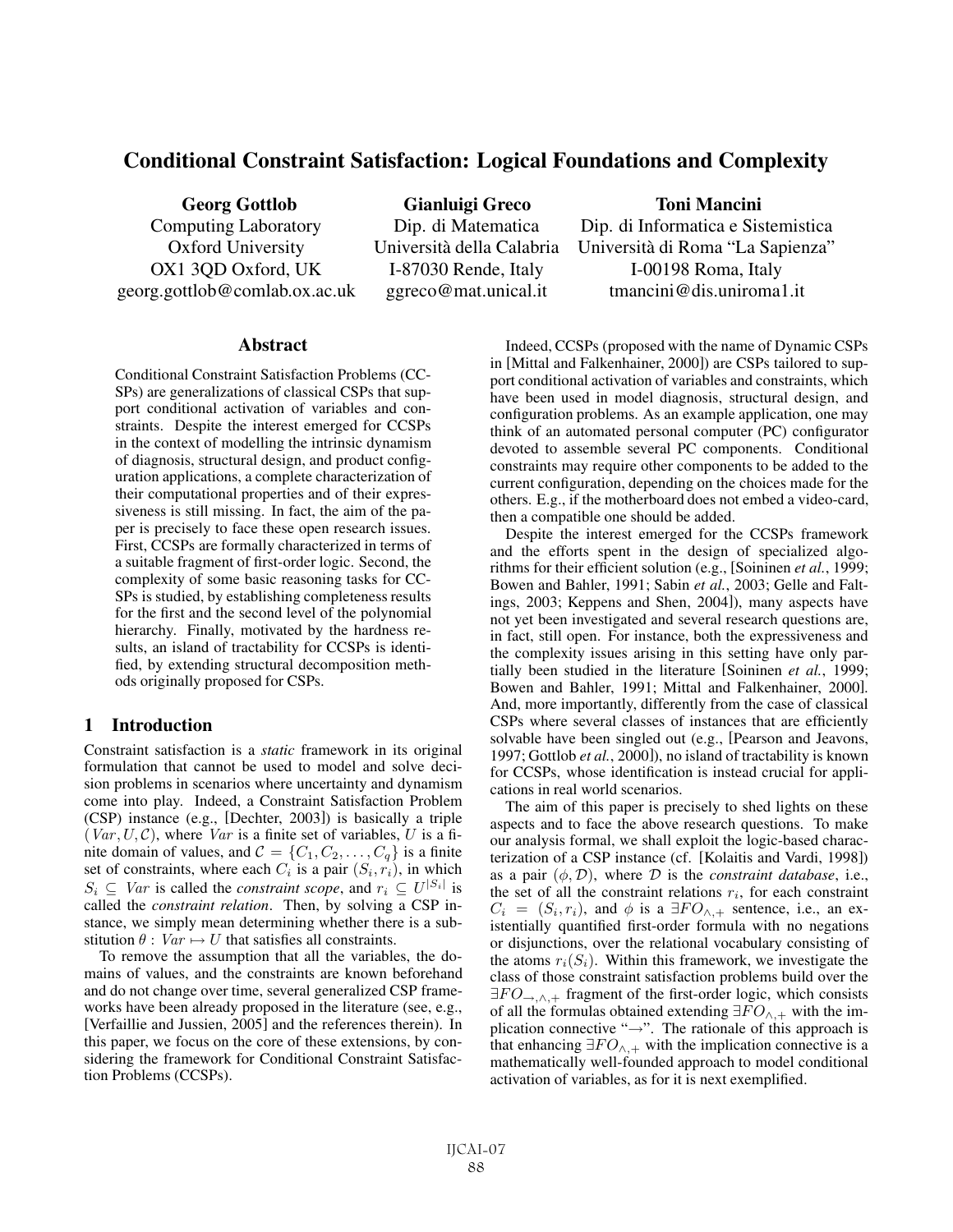# Conditional Constraint Satisfaction: Logical Foundations and Complexity

**Georg Gottlob**
Computing Laboratory
Oxford University
OX1 3QD Oxford, UK
georg.gottlob@comlab.ox.ac.uk

**Gianluigi Greco**
Dip. di Matematica
Università della Calabria
I-87030 Rende, Italy
ggreco@mat.unical.it

**Toni Mancini**
Dip. di Informatica e Sistemistica
Università di Roma "La Sapienza"
I-00198 Roma, Italy
tmancini@dis.uniroma1.it

## Abstract

Conditional Constraint Satisfaction Problems (CCSPs) are generalizations of classical CSPs that support conditional activation of variables and constraints. Despite the interest emerged for CCSPs in the context of modelling the intrinsic dynamism of diagnosis, structural design, and product configuration applications, a complete characterization of their computational properties and of their expressiveness is still missing. In fact, the aim of the paper is precisely to face these open research issues. First, CCSPs are formally characterized in terms of a suitable fragment of first-order logic. Second, the complexity of some basic reasoning tasks for CCSPs is studied, by establishing completeness results for the first and the second level of the polynomial hierarchy. Finally, motivated by the hardness results, an island of tractability for CCSPs is identified, by extending structural decomposition methods originally proposed for CSPs.

## 1 Introduction

Constraint satisfaction is a *static* framework in its original formulation that cannot be used to model and solve decision problems in scenarios where uncertainty and dynamism come into play. Indeed, a Constraint Satisfaction Problem (CSP) instance (e.g., [Dechter, 2003]) is basically a triple $(Var, U, \mathcal{C})$, where $Var$ is a finite set of variables, $U$ is a finite domain of values, and $\mathcal{C} = \{C_1, C_2, \ldots, C_q\}$ is a finite set of constraints, where each $C_i$ is a pair $(S_i, r_i)$, in which $S_i \subseteq Var$ is called the *constraint scope*, and $r_i \subseteq U^{|S_i|}$ is called the *constraint relation*. Then, by solving a CSP instance, we simply mean determining whether there is a substitution $\theta : Var \mapsto U$ that satisfies all constraints.

To remove the assumption that all the variables, the domains of values, and the constraints are known beforehand and do not change over time, several generalized CSP frameworks have been already proposed in the literature (see, e.g., [Verfaillie and Jussien, 2005] and the references therein). In this paper, we focus on the core of these extensions, by considering the framework for Conditional Constraint Satisfaction Problems (CCSPs).

Indeed, CCSPs (proposed with the name of Dynamic CSPs in [Mittal and Falkenhainer, 2000]) are CSPs tailored to support conditional activation of variables and constraints, which have been used in model diagnosis, structural design, and configuration problems. As an example application, one may think of an automated personal computer (PC) configurator devoted to assemble several PC components. Conditional constraints may require other components to be added to the current configuration, depending on the choices made for the others. E.g., if the motherboard does not embed a video-card, then a compatible one should be added.

Despite the interest emerged for the CCSPs framework and the efforts spent in the design of specialized algorithms for their efficient solution (e.g., [Soininen *et al.*, 1999; Bowen and Bahler, 1991; Sabin *et al.*, 2003; Gelle and Faltings, 2003; Keppens and Shen, 2004]), many aspects have not yet been investigated and several research questions are, in fact, still open. For instance, both the expressiveness and the complexity issues arising in this setting have only partially been studied in the literature [Soininen *et al.*, 1999; Bowen and Bahler, 1991; Mittal and Falkenhainer, 2000]. And, more importantly, differently from the case of classical CSPs where several classes of instances that are efficiently solvable have been singled out (e.g., [Pearson and Jeavons, 1997; Gottlob *et al.*, 2000]), no island of tractability is known for CCSPs, whose identification is instead crucial for applications in real world scenarios.

The aim of this paper is precisely to shed lights on these aspects and to face the above research questions. To make our analysis formal, we shall exploit the logic-based characterization of a CSP instance (cf. [Kolaitis and Vardi, 1998]) as a pair $(\phi, \mathcal{D})$, where $\mathcal{D}$ is the *constraint database*, i.e., the set of all the constraint relations $r_i$, for each constraint $C_i = (S_i, r_i)$, and $\phi$ is a $\exists FO_{\wedge,+}$ sentence, i.e., an existentially quantified first-order formula with no negations or disjunctions, over the relational vocabulary consisting of the atoms $r_i(S_i)$. Within this framework, we investigate the class of those constraint satisfaction problems build over the $\exists FO_{\rightarrow,\wedge,+}$ fragment of the first-order logic, which consists of all the formulas obtained extending $\exists FO_{\wedge,+}$ with the implication connective "$\rightarrow$". The rationale of this approach is that enhancing $\exists FO_{\wedge,+}$ with the implication connective is a mathematically well-founded approach to model conditional activation of variables, as for it is next exemplified.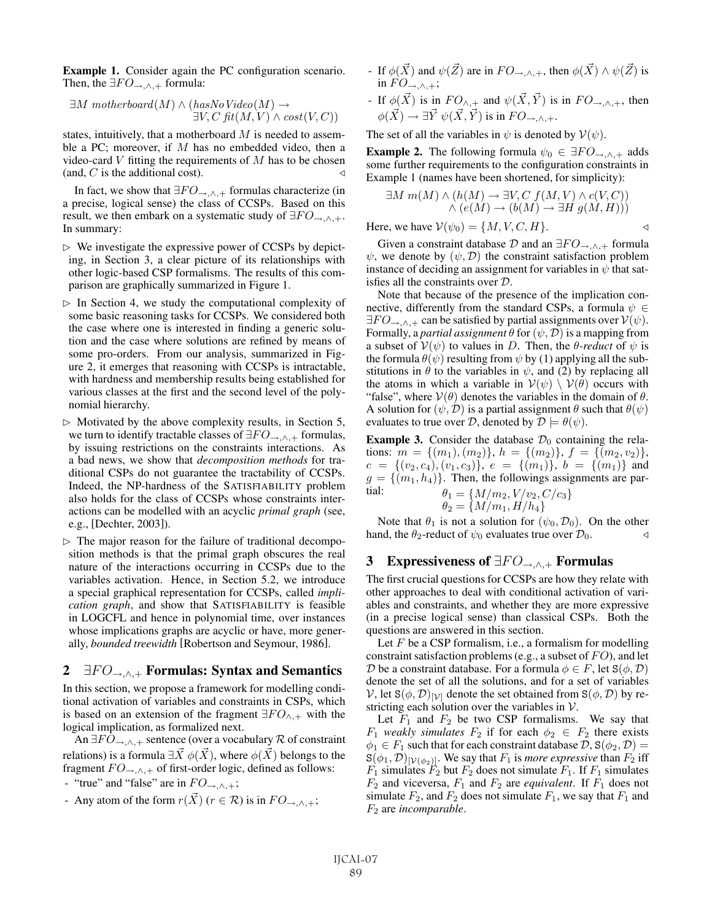**Example 1.** Consider again the PC configuration scenario. Then, the $\exists FO_{\rightarrow,\wedge,+}$ formula:

$$\exists M\ motherboard(M) \wedge (hasNoVideo(M) \rightarrow \exists V, C\ fit(M,V) \wedge cost(V,C))$$

states, intuitively, that a motherboard $M$ is needed to assemble a PC; moreover, if $M$ has no embedded video, then a video-card $V$ fitting the requirements of $M$ has to be chosen (and, $C$ is the additional cost). $\triangleleft$

In fact, we show that $\exists FO_{\rightarrow,\wedge,+}$ formulas characterize (in a precise, logical sense) the class of CCSPs. Based on this result, we then embark on a systematic study of $\exists FO_{\rightarrow,\wedge,+}$. In summary:

- $\triangleright$ We investigate the expressive power of CCSPs by depicting, in Section 3, a clear picture of its relationships with other logic-based CSP formalisms. The results of this comparison are graphically summarized in Figure 1.
- $\triangleright$ In Section 4, we study the computational complexity of some basic reasoning tasks for CCSPs. We considered both the case where one is interested in finding a generic solution and the case where solutions are refined by means of some pro-orders. From our analysis, summarized in Figure 2, it emerges that reasoning with CCSPs is intractable, with hardness and membership results being established for various classes at the first and the second level of the polynomial hierarchy.
- $\triangleright$ Motivated by the above complexity results, in Section 5, we turn to identify tractable classes of $\exists FO_{\rightarrow,\wedge,+}$ formulas, by issuing restrictions on the constraints interactions. As a bad news, we show that *decomposition methods* for traditional CSPs do not guarantee the tractability of CCSPs. Indeed, the NP-hardness of the SATISFIABILITY problem also holds for the class of CCSPs whose constraints interactions can be modelled with an acyclic *primal graph* (see, e.g., [Dechter, 2003]).
- $\triangleright$ The major reason for the failure of traditional decomposition methods is that the primal graph obscures the real nature of the interactions occurring in CCSPs due to the variables activation. Hence, in Section 5.2, we introduce a special graphical representation for CCSPs, called *implication graph*, and show that SATISFIABILITY is feasible in LOGCFL and hence in polynomial time, over instances whose implications graphs are acyclic or have, more generally, *bounded treewidth* [Robertson and Seymour, 1986].

## 2 $\exists FO_{\rightarrow,\wedge,+}$ Formulas: Syntax and Semantics

In this section, we propose a framework for modelling conditional activation of variables and constraints in CSPs, which is based on an extension of the fragment $\exists FO_{\wedge,+}$ with the logical implication, as formalized next.

An $\exists FO_{\rightarrow,\wedge,+}$ sentence (over a vocabulary $\mathcal{R}$ of constraint relations) is a formula $\exists \vec{X}\ \phi(\vec{X})$, where $\phi(\vec{X})$ belongs to the fragment $FO_{\rightarrow,\wedge,+}$ of first-order logic, defined as follows:

- "true" and "false" are in $FO_{\rightarrow,\wedge,+}$;
- Any atom of the form $r(\vec{X})$ ($r \in \mathcal{R}$) is in $FO_{\rightarrow,\wedge,+}$;
- If $\phi(\vec{X})$ and $\psi(\vec{Z})$ are in $FO_{\rightarrow,\wedge,+}$, then $\phi(\vec{X}) \wedge \psi(\vec{Z})$ is in $FO_{\rightarrow,\wedge,+}$;
- If $\phi(\vec{X})$ is in $FO_{\wedge,+}$ and $\psi(\vec{X},\vec{Y})$ is in $FO_{\rightarrow,\wedge,+}$, then $\phi(\vec{X}) \rightarrow \exists \vec{Y}\ \psi(\vec{X},\vec{Y})$ is in $FO_{\rightarrow,\wedge,+}$.

The set of all the variables in $\psi$ is denoted by $\mathcal{V}(\psi)$.

**Example 2.** The following formula $\psi_0 \in \exists FO_{\rightarrow,\wedge,+}$ adds some further requirements to the configuration constraints in Example 1 (names have been shortened, for simplicity):

$$\exists M\ m(M) \wedge (h(M) \rightarrow \exists V, C\ f(M,V) \wedge c(V,C)) \wedge (e(M) \rightarrow (b(M) \rightarrow \exists H\ g(M,H)))$$

Here, we have $\mathcal{V}(\psi_0) = \{M, V, C, H\}$. $\triangleleft$

Given a constraint database $\mathcal{D}$ and an $\exists FO_{\rightarrow,\wedge,+}$ formula $\psi$, we denote by $(\psi, \mathcal{D})$ the constraint satisfaction problem instance of deciding an assignment for variables in $\psi$ that satisfies all the constraints over $\mathcal{D}$.

Note that because of the presence of the implication connective, differently from the standard CSPs, a formula $\psi \in \exists FO_{\rightarrow,\wedge,+}$ can be satisfied by partial assignments over $\mathcal{V}(\psi)$. Formally, a *partial assignment* $\theta$ for $(\psi, \mathcal{D})$ is a mapping from a subset of $\mathcal{V}(\psi)$ to values in $D$. Then, the *$\theta$-reduct* of $\psi$ is the formula $\theta(\psi)$ resulting from $\psi$ by (1) applying all the substitutions in $\theta$ to the variables in $\psi$, and (2) by replacing all the atoms in which a variable in $\mathcal{V}(\psi) \setminus \mathcal{V}(\theta)$ occurs with "false", where $\mathcal{V}(\theta)$ denotes the variables in the domain of $\theta$. A solution for $(\psi, \mathcal{D})$ is a partial assignment $\theta$ such that $\theta(\psi)$ evaluates to true over $\mathcal{D}$, denoted by $\mathcal{D} \models \theta(\psi)$.

**Example 3.** Consider the database $\mathcal{D}_0$ containing the relations: $m = \{(m_1), (m_2)\}$, $h = \{(m_2)\}$, $f = \{(m_2, v_2)\}$, $c = \{(v_2, c_4), (v_1, c_3)\}$, $e = \{(m_1)\}$, $b = \{(m_1)\}$ and $g = \{(m_1, h_4)\}$. Then, the followings assignments are partial:

$$\theta_1 = \{M/m_2, V/v_2, C/c_3\}$$
$$\theta_2 = \{M/m_1, H/h_4\}$$

Note that $\theta_1$ is not a solution for $(\psi_0, \mathcal{D}_0)$. On the other hand, the $\theta_2$-reduct of $\psi_0$ evaluates true over $\mathcal{D}_0$. $\triangleleft$

## 3 Expressiveness of $\exists FO_{\rightarrow,\wedge,+}$ Formulas

The first crucial questions for CCSPs are how they relate with other approaches to deal with conditional activation of variables and constraints, and whether they are more expressive (in a precise logical sense) than classical CSPs. Both the questions are answered in this section.

Let $F$ be a CSP formalism, i.e., a formalism for modelling constraint satisfaction problems (e.g., a subset of $FO$), and let $\mathcal{D}$ be a constraint database. For a formula $\phi \in F$, let $\mathtt{S}(\phi, \mathcal{D})$ denote the set of all the solutions, and for a set of variables $\mathcal{V}$, let $\mathtt{S}(\phi, \mathcal{D})_{[\mathcal{V}]}$ denote the set obtained from $\mathtt{S}(\phi, \mathcal{D})$ by restricting each solution over the variables in $\mathcal{V}$.

Let $F_1$ and $F_2$ be two CSP formalisms. We say that $F_1$ *weakly simulates* $F_2$ if for each $\phi_2 \in F_2$ there exists $\phi_1 \in F_1$ such that for each constraint database $\mathcal{D}$, $\mathtt{S}(\phi_2, \mathcal{D}) = \mathtt{S}(\phi_1, \mathcal{D})_{[\mathcal{V}(\phi_2)]}$. We say that $F_1$ is *more expressive* than $F_2$ iff $F_1$ simulates $F_2$ but $F_2$ does not simulate $F_1$. If $F_1$ simulates $F_2$ and viceversa, $F_1$ and $F_2$ are *equivalent*. If $F_1$ does not simulate $F_2$, and $F_2$ does not simulate $F_1$, we say that $F_1$ and $F_2$ are *incomparable*.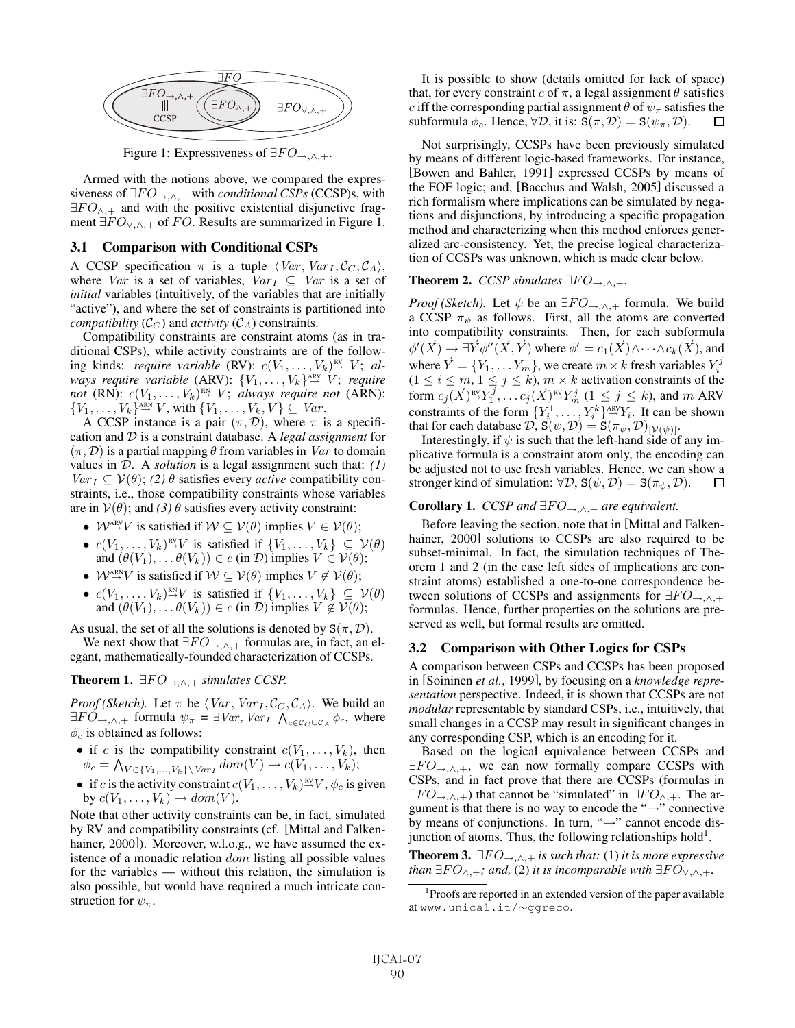Figure 1: Expressiveness of $\exists FO_{\rightarrow,\wedge,+}$.

Armed with the notions above, we compared the expressiveness of $\exists FO_{\rightarrow,\wedge,+}$ with *conditional CSPs* (CCSP)s, with $\exists FO_{\wedge,+}$ and with the positive existential disjunctive fragment $\exists FO_{\vee,\wedge,+}$ of $FO$. Results are summarized in Figure 1.

### 3.1 Comparison with Conditional CSPs

A CCSP specification $\pi$ is a tuple $\langle Var, Var_I, \mathcal{C}_C, \mathcal{C}_A \rangle$, where $Var$ is a set of variables, $Var_I \subseteq Var$ is a set of *initial* variables (intuitively, of the variables that are initially "active"), and where the set of constraints is partitioned into *compatibility* ($\mathcal{C}_C$) and *activity* ($\mathcal{C}_A$) constraints.

Compatibility constraints are constraint atoms (as in traditional CSPs), while activity constraints are of the following kinds: *require variable* (RV): $c(V_1, \ldots, V_k) \overset{\text{RV}}{\rightarrow} V$; *always require variable* (ARV): $\{V_1, \ldots, V_k\} \overset{\text{ARV}}{\rightarrow} V$; *require not* (RN): $c(V_1, \ldots, V_k) \overset{\text{RN}}{\rightarrow} V$; *always require not* (ARN): $\{V_1, \ldots, V_k\} \overset{\text{ARN}}{\rightarrow} V$, with $\{V_1, \ldots, V_k, V\} \subseteq Var$.

A CCSP instance is a pair $(\pi, \mathcal{D})$, where $\pi$ is a specification and $\mathcal{D}$ is a constraint database. A *legal assignment* for $(\pi, \mathcal{D})$ is a partial mapping $\theta$ from variables in $Var$ to domain values in $\mathcal{D}$. A *solution* is a legal assignment such that: *(1)* $Var_I \subseteq \mathcal{V}(\theta)$; *(2)* $\theta$ satisfies every *active* compatibility constraints, i.e., those compatibility constraints whose variables are in $\mathcal{V}(\theta)$; and *(3)* $\theta$ satisfies every activity constraint:

- $\mathcal{W} \overset{\text{ARV}}{\rightarrow} V$ is satisfied if $\mathcal{W} \subseteq \mathcal{V}(\theta)$ implies $V \in \mathcal{V}(\theta)$;
- $c(V_1, \ldots, V_k) \overset{\text{RV}}{\rightarrow} V$ is satisfied if $\{V_1, \ldots, V_k\} \subseteq \mathcal{V}(\theta)$ and $(\theta(V_1), \ldots \theta(V_k)) \in c$ (in $\mathcal{D}$) implies $V \in \mathcal{V}(\theta)$;
- $\mathcal{W} \overset{\text{ARN}}{\rightarrow} V$ is satisfied if $\mathcal{W} \subseteq \mathcal{V}(\theta)$ implies $V \notin \mathcal{V}(\theta)$;
- $c(V_1, \ldots, V_k) \overset{\text{RN}}{\rightarrow} V$ is satisfied if $\{V_1, \ldots, V_k\} \subseteq \mathcal{V}(\theta)$ and $(\theta(V_1), \ldots \theta(V_k)) \in c$ (in $\mathcal{D}$) implies $V \notin \mathcal{V}(\theta)$;

As usual, the set of all the solutions is denoted by $\mathtt{S}(\pi, \mathcal{D})$.

We next show that $\exists FO_{\rightarrow,\wedge,+}$ formulas are, in fact, an elegant, mathematically-founded characterization of CCSPs.

**Theorem 1.** *$\exists FO_{\rightarrow,\wedge,+}$ simulates CCSP.*

*Proof (Sketch).* Let $\pi$ be $\langle Var, Var_I, \mathcal{C}_C, \mathcal{C}_A \rangle$. We build an $\exists FO_{\rightarrow,\wedge,+}$ formula $\psi_\pi = \exists Var, Var_I \bigwedge_{c \in \mathcal{C}_C \cup \mathcal{C}_A} \phi_c$, where $\phi_c$ is obtained as follows:

- if $c$ is the compatibility constraint $c(V_1, \ldots, V_k)$, then $\phi_c = \bigwedge_{V \in \{V_1, \ldots, V_k\} \setminus Var_I} dom(V) \rightarrow c(V_1, \ldots, V_k)$;
- if $c$ is the activity constraint $c(V_1, \ldots, V_k) \overset{\text{RV}}{\rightarrow} V$, $\phi_c$ is given by $c(V_1, \ldots, V_k) \rightarrow dom(V)$.

Note that other activity constraints can be, in fact, simulated by RV and compatibility constraints (cf. [Mittal and Falkenhainer, 2000]). Moreover, w.l.o.g., we have assumed the existence of a monadic relation $dom$ listing all possible values for the variables — without this relation, the simulation is also possible, but would have required a much intricate construction for $\psi_\pi$.

It is possible to show (details omitted for lack of space) that, for every constraint $c$ of $\pi$, a legal assignment $\theta$ satisfies $c$ iff the corresponding partial assignment $\theta$ of $\psi_\pi$ satisfies the subformula $\phi_c$. Hence, $\forall \mathcal{D}$, it is: $\mathtt{S}(\pi, \mathcal{D}) = \mathtt{S}(\psi_\pi, \mathcal{D})$. □

Not surprisingly, CCSPs have been previously simulated by means of different logic-based frameworks. For instance, [Bowen and Bahler, 1991] expressed CCSPs by means of the FOF logic; and, [Bacchus and Walsh, 2005] discussed a rich formalism where implications can be simulated by negations and disjunctions, by introducing a specific propagation method and characterizing when this method enforces generalized arc-consistency. Yet, the precise logical characterization of CCSPs was unknown, which is made clear below.

**Theorem 2.** *CCSP simulates $\exists FO_{\rightarrow,\wedge,+}$.*

*Proof (Sketch).* Let $\psi$ be an $\exists FO_{\rightarrow,\wedge,+}$ formula. We build a CCSP $\pi_\psi$ as follows. First, all the atoms are converted into compatibility constraints. Then, for each subformula $\phi'(\vec{X}) \rightarrow \exists \vec{Y} \phi''(\vec{X}, \vec{Y})$ where $\phi' = c_1(\vec{X}) \wedge \cdots \wedge c_k(\vec{X})$, and where $\vec{Y} = \{Y_1, \ldots Y_m\}$, we create $m \times k$ fresh variables $Y_i^j$ $(1 \leq i \leq m, 1 \leq j \leq k)$, $m \times k$ activation constraints of the form $c_j(\vec{X}) \overset{\text{RV}}{\rightarrow} Y_1^j, \ldots c_j(\vec{X}) \overset{\text{RV}}{\rightarrow} Y_m^j$ $(1 \leq j \leq k)$, and $m$ ARV constraints of the form $\{Y_i^1, \ldots, Y_i^k\} \overset{\text{ARV}}{\rightarrow} Y_i$. It can be shown that for each database $\mathcal{D}$, $\mathtt{S}(\psi, \mathcal{D}) = \mathtt{S}(\pi_\psi, \mathcal{D})_{[\mathcal{V}(\psi)]}$.

Interestingly, if $\psi$ is such that the left-hand side of any implicative formula is a constraint atom only, the encoding can be adjusted not to use fresh variables. Hence, we can show a stronger kind of simulation: $\forall \mathcal{D}$, $\mathtt{S}(\psi, \mathcal{D}) = \mathtt{S}(\pi_\psi, \mathcal{D})$. □

**Corollary 1.** *CCSP and $\exists FO_{\rightarrow,\wedge,+}$ are equivalent.*

Before leaving the section, note that in [Mittal and Falkenhainer, 2000] solutions to CCSPs are also required to be subset-minimal. In fact, the simulation techniques of Theorem 1 and 2 (in the case left sides of implications are constraint atoms) established a one-to-one correspondence between solutions of CCSPs and assignments for $\exists FO_{\rightarrow,\wedge,+}$ formulas. Hence, further properties on the solutions are preserved as well, but formal results are omitted.

### 3.2 Comparison with Other Logics for CSPs

A comparison between CSPs and CCSPs has been proposed in [Soininen *et al.*, 1999], by focusing on a *knowledge representation* perspective. Indeed, it is shown that CCSPs are not *modular* representable by standard CSPs, i.e., intuitively, that small changes in a CCSP may result in significant changes in any corresponding CSP, which is an encoding for it.

Based on the logical equivalence between CCSPs and $\exists FO_{\rightarrow,\wedge,+}$, we can now formally compare CCSPs with CSPs, and in fact prove that there are CCSPs (formulas in $\exists FO_{\rightarrow,\wedge,+}$) that cannot be "simulated" in $\exists FO_{\wedge,+}$. The argument is that there is no way to encode the "$\rightarrow$" connective by means of conjunctions. In turn, "$\rightarrow$" cannot encode disjunction of atoms. Thus, the following relationships hold[1].

**Theorem 3.** *$\exists FO_{\rightarrow,\wedge,+}$ is such that:* (1) *it is more expressive than $\exists FO_{\wedge,+}$; and,* (2) *it is incomparable with $\exists FO_{\vee,\wedge,+}$.*

[1] Proofs are reported in an extended version of the paper available at www.unical.it/∼ggreco.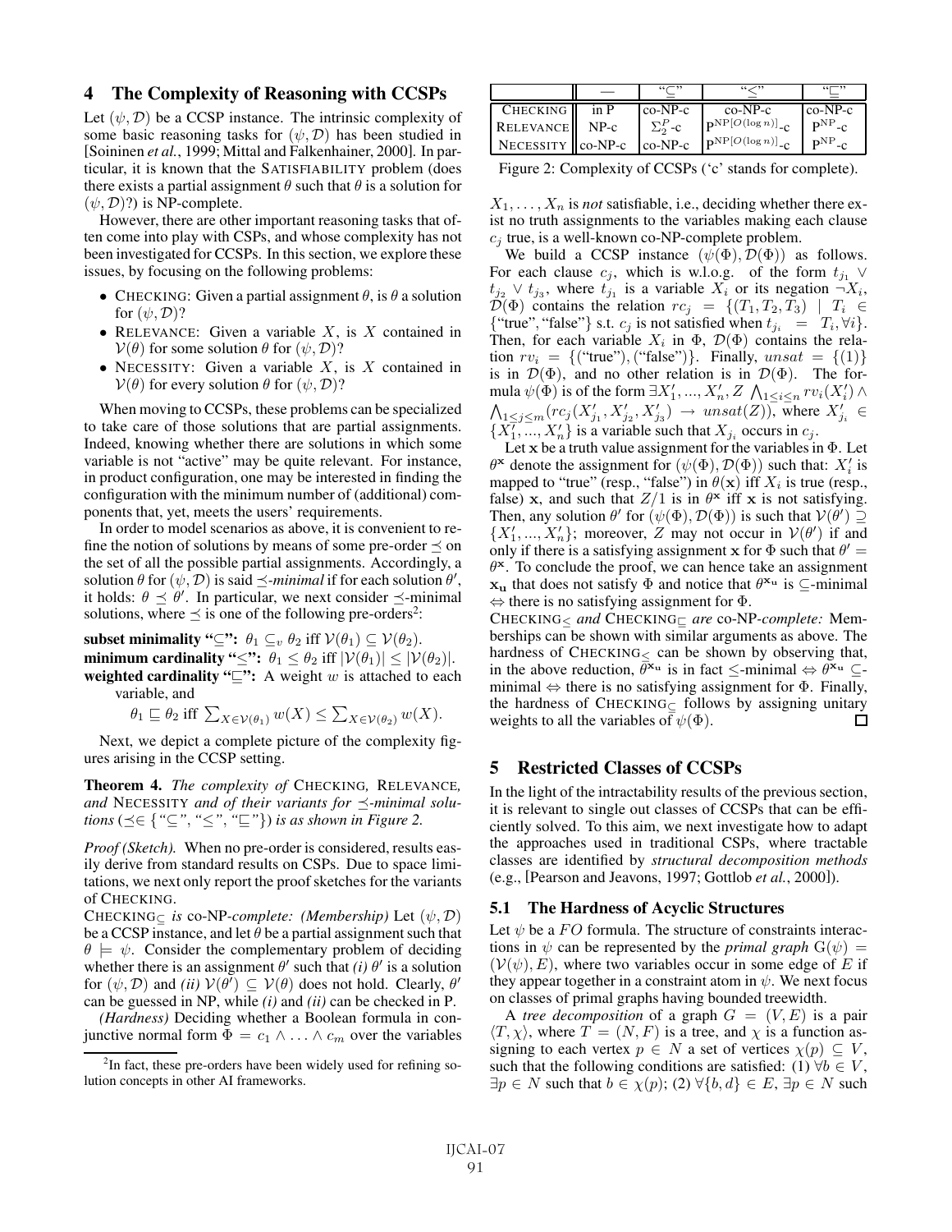## 4 The Complexity of Reasoning with CCSPs

Let $(\psi, \mathcal{D})$ be a CCSP instance. The intrinsic complexity of some basic reasoning tasks for $(\psi, \mathcal{D})$ has been studied in [Soininen *et al.*, 1999; Mittal and Falkenhainer, 2000]. In particular, it is known that the SATISFIABILITY problem (does there exists a partial assignment $\theta$ such that $\theta$ is a solution for $(\psi, \mathcal{D})$?) is NP-complete.

However, there are other important reasoning tasks that often come into play with CSPs, and whose complexity has not been investigated for CCSPs. In this section, we explore these issues, by focusing on the following problems:

- CHECKING: Given a partial assignment $\theta$, is $\theta$ a solution for $(\psi, \mathcal{D})$?
- RELEVANCE: Given a variable $X$, is $X$ contained in $\mathcal{V}(\theta)$ for some solution $\theta$ for $(\psi, \mathcal{D})$?
- NECESSITY: Given a variable $X$, is $X$ contained in $\mathcal{V}(\theta)$ for every solution $\theta$ for $(\psi, \mathcal{D})$?

When moving to CCSPs, these problems can be specialized to take care of those solutions that are partial assignments. Indeed, knowing whether there are solutions in which some variable is not "active" may be quite relevant. For instance, in product configuration, one may be interested in finding the configuration with the minimum number of (additional) components that, yet, meets the users' requirements.

In order to model scenarios as above, it is convenient to refine the notion of solutions by means of some pre-order $\preceq$ on the set of all the possible partial assignments. Accordingly, a solution $\theta$ for $(\psi, \mathcal{D})$ is said $\preceq$*-minimal* if for each solution $\theta'$, it holds: $\theta \preceq \theta'$. In particular, we next consider $\preceq$-minimal solutions, where $\preceq$ is one of the following pre-orders[2]:

**subset minimality "$\subseteq$":** $\theta_1 \subseteq_v \theta_2$ iff $\mathcal{V}(\theta_1) \subseteq \mathcal{V}(\theta_2)$.

**minimum cardinality "$\leq$":** $\theta_1 \leq \theta_2$ iff $|\mathcal{V}(\theta_1)| \leq |\mathcal{V}(\theta_2)|$.

**weighted cardinality "$\sqsubseteq$":** A weight $w$ is attached to each variable, and

$$\theta_1 \sqsubseteq \theta_2 \text{ iff } \sum_{X \in \mathcal{V}(\theta_1)} w(X) \leq \sum_{X \in \mathcal{V}(\theta_2)} w(X).$$

Next, we depict a complete picture of the complexity figures arising in the CCSP setting.

**Theorem 4.** *The complexity of* CHECKING*,* RELEVANCE*, and* NECESSITY *and of their variants for $\preceq$-minimal solutions ($\preceq \in \{$"$\subseteq$", "$\leq$", "$\sqsubseteq$"$\}$) is as shown in Figure 2.*

|  | — | "$\subseteq$" | "$\leq$" | "$\sqsubseteq$" |
|---|---|---|---|---|
| CHECKING | in P | co-NP-c | co-NP-c | co-NP-c |
| RELEVANCE | NP-c | $\Sigma_2^P$-c | $\mathrm{P}^{\mathrm{NP}[O(\log n)]}$-c | $\mathrm{P}^{\mathrm{NP}}$-c |
| NECESSITY | co-NP-c | co-NP-c | $\mathrm{P}^{\mathrm{NP}[O(\log n)]}$-c | $\mathrm{P}^{\mathrm{NP}}$-c |

Figure 2: Complexity of CCSPs ('c' stands for complete).

*Proof (Sketch).* When no pre-order is considered, results easily derive from standard results on CSPs. Due to space limitations, we next only report the proof sketches for the variants of CHECKING.

CHECKING$_\subseteq$ *is* co-NP*-complete: (Membership)* Let $(\psi, \mathcal{D})$ be a CCSP instance, and let $\theta$ be a partial assignment such that $\theta \models \psi$. Consider the complementary problem of deciding whether there is an assignment $\theta'$ such that *(i)* $\theta'$ is a solution for $(\psi, \mathcal{D})$ and *(ii)* $\mathcal{V}(\theta') \subseteq \mathcal{V}(\theta)$ does not hold. Clearly, $\theta'$ can be guessed in NP, while *(i)* and *(ii)* can be checked in P.

*(Hardness)* Deciding whether a Boolean formula in conjunctive normal form $\Phi = c_1 \wedge \ldots \wedge c_m$ over the variables $X_1, \ldots, X_n$ is *not* satisfiable, i.e., deciding whether there exist no truth assignments to the variables making each clause $c_j$ true, is a well-known co-NP-complete problem.

We build a CCSP instance $(\psi(\Phi), \mathcal{D}(\Phi))$ as follows. For each clause $c_j$, which is w.l.o.g. of the form $t_{j_1} \vee t_{j_2} \vee t_{j_3}$, where $t_{j_i}$ is a variable $X_i$ or its negation $\neg X_i$, $\mathcal{D}(\Phi)$ contains the relation $rc_j = \{(T_1, T_2, T_3) \mid T_i \in \{\text{"true"}, \text{"false"}\}$ s.t. $c_j$ is not satisfied when $t_{j_i} = T_i, \forall i\}$. Then, for each variable $X_i$ in $\Phi$, $\mathcal{D}(\Phi)$ contains the relation $rv_i = \{(\text{"true"}), (\text{"false"})\}$. Finally, $unsat = \{(1)\}$ is in $\mathcal{D}(\Phi)$, and no other relation is in $\mathcal{D}(\Phi)$. The formula $\psi(\Phi)$ is of the form $\exists X'_1, ..., X'_n, Z \bigwedge_{1 \leq i \leq n} rv_i(X'_i) \wedge \bigwedge_{1 \leq j \leq m} (rc_j(X'_{j_1}, X'_{j_2}, X'_{j_3}) \rightarrow unsat(Z))$, where $X'_{j_i} \in \{X'_1, ..., X'_n\}$ is a variable such that $X_{j_i}$ occurs in $c_j$.

Let $\mathbf{x}$ be a truth value assignment for the variables in $\Phi$. Let $\theta^{\mathbf{x}}$ denote the assignment for $(\psi(\Phi), \mathcal{D}(\Phi))$ such that: $X'_i$ is mapped to "true" (resp., "false") in $\theta(\mathbf{x})$ iff $X_i$ is true (resp., false) $\mathbf{x}$, and such that $Z/1$ is in $\theta^{\mathbf{x}}$ iff $\mathbf{x}$ is not satisfying. Then, any solution $\theta'$ for $(\psi(\Phi), \mathcal{D}(\Phi))$ is such that $\mathcal{V}(\theta') \supseteq \{X'_1, ..., X'_n\}$; moreover, $Z$ may not occur in $\mathcal{V}(\theta')$ if and only if there is a satisfying assignment $\mathbf{x}$ for $\Phi$ such that $\theta' = \theta^{\mathbf{x}}$. To conclude the proof, we can hence take an assignment $\mathbf{x_u}$ that does not satisfy $\Phi$ and notice that $\theta^{\mathbf{x_u}}$ is $\subseteq$-minimal $\Leftrightarrow$ there is no satisfying assignment for $\Phi$.

CHECKING$_\leq$ *and* CHECKING$_\sqsubseteq$ *are* co-NP*-complete:* Memberships can be shown with similar arguments as above. The hardness of CHECKING$_\leq$ can be shown by observing that, in the above reduction, $\theta^{\mathbf{x_u}}$ is in fact $\leq$-minimal $\Leftrightarrow$ $\theta^{\mathbf{x_u}}$ $\subseteq$-minimal $\Leftrightarrow$ there is no satisfying assignment for $\Phi$. Finally, the hardness of CHECKING$_\sqsubseteq$ follows by assigning unitary weights to all the variables of $\psi(\Phi)$. $\square$

## 5 Restricted Classes of CCSPs

In the light of the intractability results of the previous section, it is relevant to single out classes of CCSPs that can be efficiently solved. To this aim, we next investigate how to adapt the approaches used in traditional CSPs, where tractable classes are identified by *structural decomposition methods* (e.g., [Pearson and Jeavons, 1997; Gottlob *et al.*, 2000]).

### 5.1 The Hardness of Acyclic Structures

Let $\psi$ be a $FO$ formula. The structure of constraints interactions in $\psi$ can be represented by the *primal graph* $\mathrm{G}(\psi) = (\mathcal{V}(\psi), E)$, where two variables occur in some edge of $E$ if they appear together in a constraint atom in $\psi$. We next focus on classes of primal graphs having bounded treewidth.

A *tree decomposition* of a graph $G = (V, E)$ is a pair $\langle T, \chi \rangle$, where $T = (N, F)$ is a tree, and $\chi$ is a function assigning to each vertex $p \in N$ a set of vertices $\chi(p) \subseteq V$, such that the following conditions are satisfied: (1) $\forall b \in V$, $\exists p \in N$ such that $b \in \chi(p)$; (2) $\forall \{b, d\} \in E$, $\exists p \in N$ such

[2] In fact, these pre-orders have been widely used for refining solution concepts in other AI frameworks.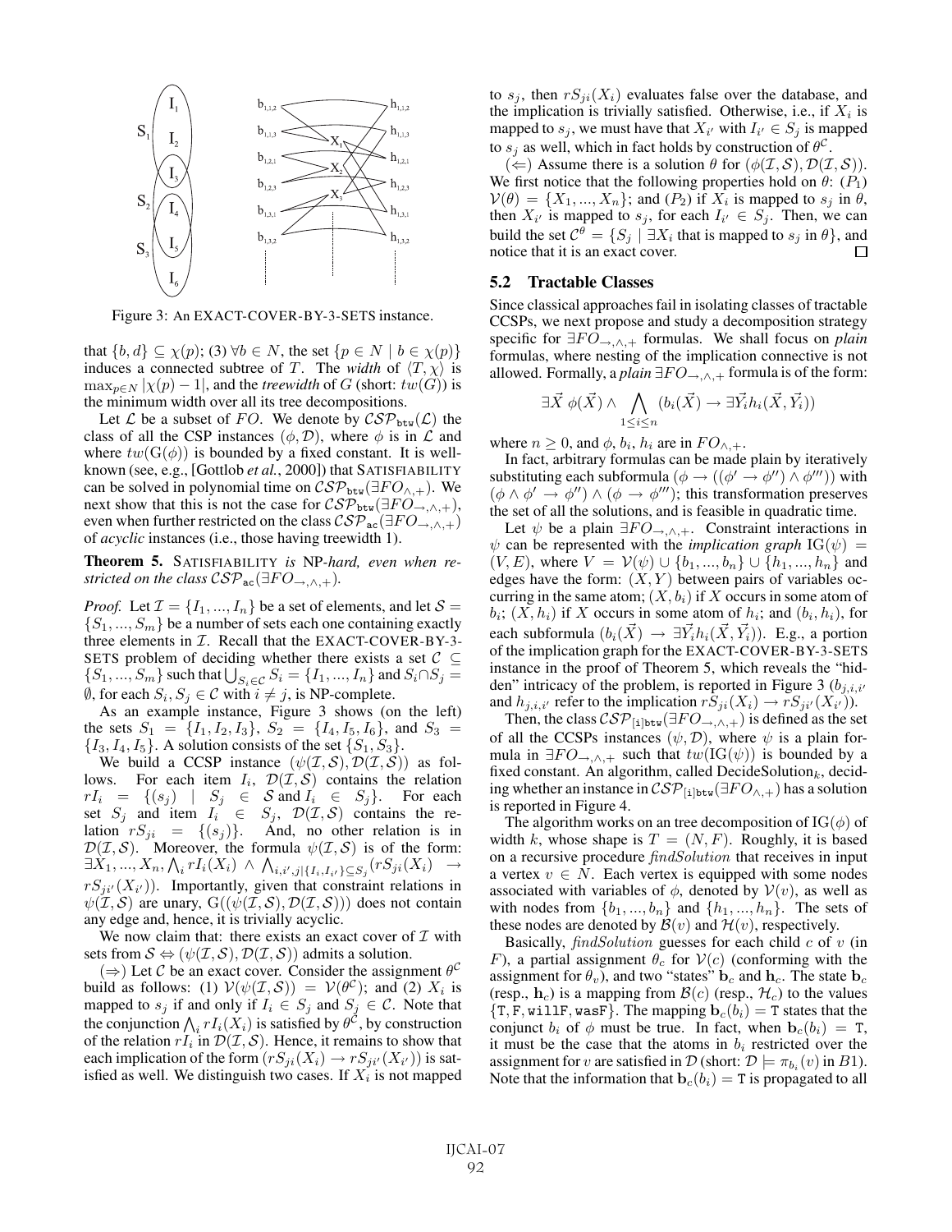Figure 3: An EXACT-COVER-BY-3-SETS instance.

that $\{b, d\} \subseteq \chi(p)$; (3) $\forall b \in N$, the set $\{p \in N \mid b \in \chi(p)\}$ induces a connected subtree of $T$. The *width* of $\langle T, \chi \rangle$ is $\max_{p \in N} |\chi(p) - 1|$, and the *treewidth* of $G$ (short: $tw(G)$) is the minimum width over all its tree decompositions.

Let $\mathcal{L}$ be a subset of $FO$. We denote by $\mathcal{CSP}_{\mathtt{btw}}(\mathcal{L})$ the class of all the CSP instances $(\phi, \mathcal{D})$, where $\phi$ is in $\mathcal{L}$ and where $tw(\mathrm{G}(\phi))$ is bounded by a fixed constant. It is well-known (see, e.g., [Gottlob *et al.*, 2000]) that SATISFIABILITY can be solved in polynomial time on $\mathcal{CSP}_{\mathtt{btw}}(\exists FO_{\wedge,+})$. We next show that this is not the case for $\mathcal{CSP}_{\mathtt{btw}}(\exists FO_{\rightarrow,\wedge,+})$, even when further restricted on the class $\mathcal{CSP}_{\mathtt{ac}}(\exists FO_{\rightarrow,\wedge,+})$ of *acyclic* instances (i.e., those having treewidth 1).

**Theorem 5.** SATISFIABILITY *is* NP*-hard, even when restricted on the class* $\mathcal{CSP}_{\mathtt{ac}}(\exists FO_{\rightarrow,\wedge,+})$.

*Proof.* Let $\mathcal{I} = \{I_1, ..., I_n\}$ be a set of elements, and let $\mathcal{S} = \{S_1, ..., S_m\}$ be a number of sets each one containing exactly three elements in $\mathcal{I}$. Recall that the EXACT-COVER-BY-3-SETS problem of deciding whether there exists a set $\mathcal{C} \subseteq \{S_1, ..., S_m\}$ such that $\bigcup_{S_i \in \mathcal{C}} S_i = \{I_1, ..., I_n\}$ and $S_i \cap S_j = \emptyset$, for each $S_i, S_j \in \mathcal{C}$ with $i \neq j$, is NP-complete.

As an example instance, Figure 3 shows (on the left) the sets $S_1 = \{I_1, I_2, I_3\}$, $S_2 = \{I_4, I_5, I_6\}$, and $S_3 = \{I_3, I_4, I_5\}$. A solution consists of the set $\{S_1, S_3\}$.

We build a CCSP instance $(\psi(\mathcal{I}, \mathcal{S}), \mathcal{D}(\mathcal{I}, \mathcal{S}))$ as follows. For each item $I_i$, $\mathcal{D}(\mathcal{I}, \mathcal{S})$ contains the relation $rI_i = \{(s_j) \mid S_j \in \mathcal{S} \text{ and } I_i \in S_j\}$. For each set $S_j$ and item $I_i \in S_j$, $\mathcal{D}(\mathcal{I}, \mathcal{S})$ contains the relation $rS_{ji} = \{(s_j)\}$. And, no other relation is in $\mathcal{D}(\mathcal{I}, \mathcal{S})$. Moreover, the formula $\psi(\mathcal{I}, \mathcal{S})$ is of the form: $\exists X_1, ..., X_n, \bigwedge_i rI_i(X_i) \wedge \bigwedge_{i,i',j \mid \{I_i, I_{i'}\} \subseteq S_j} (rS_{ji}(X_i) \rightarrow rS_{ji'}(X_{i'}))$. Importantly, given that constraint relations in $\psi(\mathcal{I}, \mathcal{S})$ are unary, $\mathrm{G}((\psi(\mathcal{I}, \mathcal{S}), \mathcal{D}(\mathcal{I}, \mathcal{S})))$ does not contain any edge and, hence, it is trivially acyclic.

We now claim that: there exists an exact cover of $\mathcal{I}$ with sets from $\mathcal{S} \Leftrightarrow (\psi(\mathcal{I}, \mathcal{S}), \mathcal{D}(\mathcal{I}, \mathcal{S}))$ admits a solution.

($\Rightarrow$) Let $\mathcal{C}$ be an exact cover. Consider the assignment $\theta^{\mathcal{C}}$ build as follows: (1) $\mathcal{V}(\psi(\mathcal{I}, \mathcal{S})) = \mathcal{V}(\theta^{\mathcal{C}})$; and (2) $X_i$ is mapped to $s_j$ if and only if $I_i \in S_j$ and $S_j \in \mathcal{C}$. Note that the conjunction $\bigwedge_i rI_i(X_i)$ is satisfied by $\theta^{\mathcal{C}}$, by construction of the relation $rI_i$ in $\mathcal{D}(\mathcal{I}, \mathcal{S})$. Hence, it remains to show that each implication of the form $(rS_{ji}(X_i) \rightarrow rS_{ji'}(X_{i'}))$ is satisfied as well. We distinguish two cases. If $X_i$ is not mapped to $s_j$, then $rS_{ji}(X_i)$ evaluates false over the database, and the implication is trivially satisfied. Otherwise, i.e., if $X_i$ is mapped to $s_j$, we must have that $X_{i'}$ with $I_{i'} \in S_j$ is mapped to $s_j$ as well, which in fact holds by construction of $\theta^{\mathcal{C}}$.

($\Leftarrow$) Assume there is a solution $\theta$ for $(\phi(\mathcal{I}, \mathcal{S}), \mathcal{D}(\mathcal{I}, \mathcal{S}))$. We first notice that the following properties hold on $\theta$: ($P_1$) $\mathcal{V}(\theta) = \{X_1, ..., X_n\}$; and ($P_2$) if $X_i$ is mapped to $s_j$ in $\theta$, then $X_{i'}$ is mapped to $s_j$, for each $I_{i'} \in S_j$. Then, we can build the set $\mathcal{C}^{\theta} = \{S_j \mid \exists X_i \text{ that is mapped to } s_j \text{ in } \theta\}$, and notice that it is an exact cover. □

## 5.2 Tractable Classes

Since classical approaches fail in isolating classes of tractable CCSPs, we next propose and study a decomposition strategy specific for $\exists FO_{\rightarrow,\wedge,+}$ formulas. We shall focus on *plain* formulas, where nesting of the implication connective is not allowed. Formally, a *plain* $\exists FO_{\rightarrow,\wedge,+}$ formula is of the form:

$$\exists \vec{X}\ \phi(\vec{X}) \wedge \bigwedge_{1 \leq i \leq n} (b_i(\vec{X}) \rightarrow \exists \vec{Y_i} h_i(\vec{X}, \vec{Y_i}))$$

where $n \geq 0$, and $\phi$, $b_i$, $h_i$ are in $FO_{\wedge,+}$.

In fact, arbitrary formulas can be made plain by iteratively substituting each subformula $(\phi \rightarrow ((\phi' \rightarrow \phi'') \wedge \phi'''))$ with $(\phi \wedge \phi' \rightarrow \phi'') \wedge (\phi \rightarrow \phi''')$; this transformation preserves the set of all the solutions, and is feasible in quadratic time.

Let $\psi$ be a plain $\exists FO_{\rightarrow,\wedge,+}$. Constraint interactions in $\psi$ can be represented with the *implication graph* $\mathrm{IG}(\psi) = (V, E)$, where $V = \mathcal{V}(\psi) \cup \{b_1, ..., b_n\} \cup \{h_1, ..., h_n\}$ and edges have the form: $(X, Y)$ between pairs of variables occurring in the same atom; $(X, b_i)$ if $X$ occurs in some atom of $b_i$; $(X, h_i)$ if $X$ occurs in some atom of $h_i$; and $(b_i, h_i)$, for each subformula $(b_i(\vec{X}) \rightarrow \exists \vec{Y_i} h_i(\vec{X}, \vec{Y_i}))$. E.g., a portion of the implication graph for the EXACT-COVER-BY-3-SETS instance in the proof of Theorem 5, which reveals the "hidden" intricacy of the problem, is reported in Figure 3 ($b_{j,i,i'}$ and $h_{j,i,i'}$ refer to the implication $rS_{ji}(X_i) \rightarrow rS_{ji'}(X_{i'})$).

Then, the class $\mathcal{CSP}_{[\mathtt{i}]\mathtt{btw}}(\exists FO_{\rightarrow,\wedge,+})$ is defined as the set of all the CCSPs instances $(\psi, \mathcal{D})$, where $\psi$ is a plain formula in $\exists FO_{\rightarrow,\wedge,+}$ such that $tw(\mathrm{IG}(\psi))$ is bounded by a fixed constant. An algorithm, called DecideSolution$_k$, deciding whether an instance in $\mathcal{CSP}_{[\mathtt{i}]\mathtt{btw}}(\exists FO_{\wedge,+})$ has a solution is reported in Figure 4.

The algorithm works on an tree decomposition of $\mathrm{IG}(\phi)$ of width $k$, whose shape is $T = (N, F)$. Roughly, it is based on a recursive procedure *findSolution* that receives in input a vertex $v \in N$. Each vertex is equipped with some nodes associated with variables of $\phi$, denoted by $\mathcal{V}(v)$, as well as with nodes from $\{b_1, ..., b_n\}$ and $\{h_1, ..., h_n\}$. The sets of these nodes are denoted by $\mathcal{B}(v)$ and $\mathcal{H}(v)$, respectively.

Basically, *findSolution* guesses for each child $c$ of $v$ (in $F$), a partial assignment $\theta_c$ for $\mathcal{V}(c)$ (conforming with the assignment for $\theta_v$), and two "states" $\mathbf{b}_c$ and $\mathbf{h}_c$. The state $\mathbf{b}_c$ (resp., $\mathbf{h}_c$) is a mapping from $\mathcal{B}(c)$ (resp., $\mathcal{H}_c$) to the values $\{\mathtt{T}, \mathtt{F}, \mathtt{willF}, \mathtt{wasF}\}$. The mapping $\mathbf{b}_c(b_i) = \mathtt{T}$ states that the conjunct $b_i$ of $\phi$ must be true. In fact, when $\mathbf{b}_c(b_i) = \mathtt{T}$, it must be the case that the atoms in $b_i$ restricted over the assignment for $v$ are satisfied in $\mathcal{D}$ (short: $\mathcal{D} \models \pi_{b_i}(v)$ in $B1$). Note that the information that $\mathbf{b}_c(b_i) = \mathtt{T}$ is propagated to all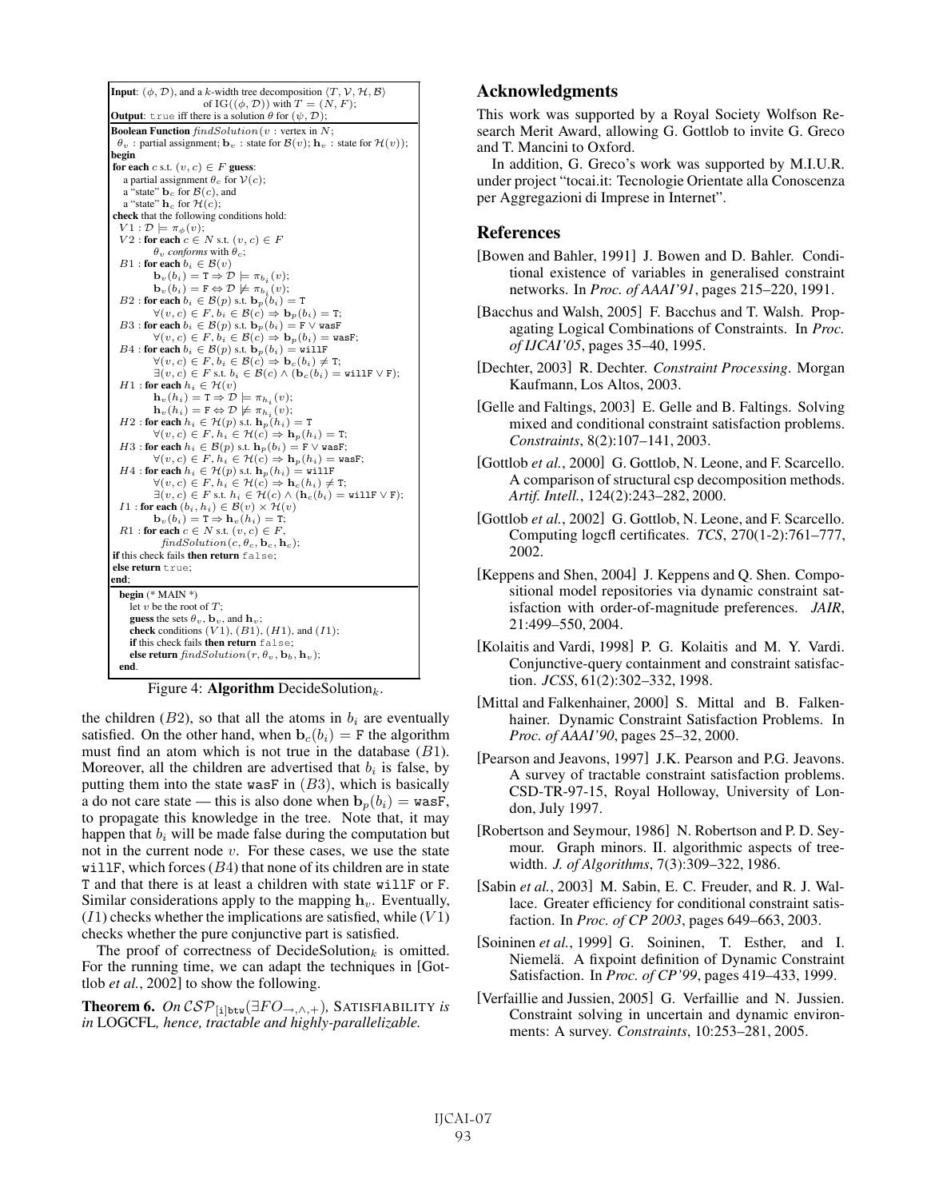**Input**: $(\phi, \mathcal{D})$, and a $k$-width tree decomposition $\langle T, \mathcal{V}, \mathcal{H}, \mathcal{B}\rangle$ of $\mathrm{IG}((\phi, \mathcal{D}))$ with $T = (N, F)$;
**Output**: `true` iff there is a solution $\theta$ for $(\psi, \mathcal{D})$;

```
Boolean Function findSolution(v : vertex in N;
  θ_v : partial assignment; b_v : state for B(v); h_v : state for H(v));
begin
 for each c s.t. (v, c) ∈ F guess:
   a partial assignment θ_c for V(c);
   a "state" b_c for B(c), and
   a "state" h_c for H(c);
 check that the following conditions hold:
  V1 : D ⊨ π_φ(v);
  V2 : for each c ∈ N s.t. (v, c) ∈ F
         θ_v conforms with θ_c;
  B1 : for each b_i ∈ B(v)
         b_v(b_i) = T ⇒ D ⊨ π_{b_i}(v);
         b_v(b_i) = F ⇔ D ⊭ π_{b_i}(v);
  B2 : for each b_i ∈ B(p) s.t. b_p(b_i) = T
         ∀(v, c) ∈ F, b_i ∈ B(c) ⇒ b_p(b_i) = T;
  B3 : for each b_i ∈ B(p) s.t. b_p(b_i) = F ∨ wasF
         ∀(v, c) ∈ F, b_i ∈ B(c) ⇒ b_p(b_i) = wasF;
  B4 : for each b_i ∈ B(p) s.t. b_p(b_i) = willF
         ∀(v, c) ∈ F, b_i ∈ B(c) ⇒ b_c(b_i) ≠ T;
         ∃(v, c) ∈ F s.t. b_i ∈ B(c) ∧ (b_c(b_i) = willF ∨ F);
  H1 : for each h_i ∈ H(v)
         h_v(h_i) = T ⇒ D ⊨ π_{h_i}(v);
         h_v(h_i) = F ⇔ D ⊭ π_{h_i}(v);
  H2 : for each h_i ∈ H(p) s.t. h_p(h_i) = T
         ∀(v, c) ∈ F, h_i ∈ H(c) ⇒ h_p(h_i) = T;
  H3 : for each h_i ∈ B(p) s.t. h_p(b_i) = F ∨ wasF;
         ∀(v, c) ∈ F, h_i ∈ H(c) ⇒ h_p(h_i) = wasF;
  H4 : for each h_i ∈ H(p) s.t. h_p(h_i) = willF
         ∀(v, c) ∈ F, h_i ∈ H(c) ⇒ h_c(h_i) ≠ T;
         ∃(v, c) ∈ F s.t. h_i ∈ H(c) ∧ (h_c(b_i) = willF ∨ F);
  I1 : for each (b_i, h_i) ∈ B(v) × H(v)
         b_v(b_i) = T ⇒ h_v(h_i) = T;
  R1 : for each c ∈ N s.t. (v, c) ∈ F,
         findSolution(c, θ_c, b_c, h_c);
 if this check fails then return false;
 else return true;
end;

begin (* MAIN *)
  let v be the root of T;
  guess the sets θ_v, b_v, and h_v;
  check conditions (V1), (B1), (H1), and (I1);
  if this check fails then return false;
  else return findSolution(r, θ_v, b_b, h_v);
end.
```

Figure 4: **Algorithm** DecideSolution$_k$.

the children ($B2$), so that all the atoms in $b_i$ are eventually satisfied. On the other hand, when $\mathbf{b}_c(b_i) = \mathtt{F}$ the algorithm must find an atom which is not true in the database ($B1$). Moreover, all the children are advertised that $b_i$ is false, by putting them into the state `wasF` in ($B3$), which is basically a do not care state — this is also done when $\mathbf{b}_p(b_i) = \mathtt{wasF}$, to propagate this knowledge in the tree. Note that, it may happen that $b_i$ will be made false during the computation but not in the current node $v$. For these cases, we use the state `willF`, which forces ($B4$) that none of its children are in state `T` and that there is at least a children with state `willF` or `F`. Similar considerations apply to the mapping $\mathbf{h}_v$. Eventually, ($I1$) checks whether the implications are satisfied, while ($V1$) checks whether the pure conjunctive part is satisfied.

The proof of correctness of DecideSolution$_k$ is omitted. For the running time, we can adapt the techniques in [Gottlob *et al.*, 2002] to show the following.

**Theorem 6.** *On $\mathcal{CSP}_{[\mathtt{i}]\mathtt{btw}}(\exists FO_{\rightarrow,\wedge,+})$,* SATISFIABILITY *is in* LOGCFL*, hence, tractable and highly-parallelizable.*

## Acknowledgments

This work was supported by a Royal Society Wolfson Research Merit Award, allowing G. Gottlob to invite G. Greco and T. Mancini to Oxford.

In addition, G. Greco's work was supported by M.I.U.R. under project "tocai.it: Tecnologie Orientate alla Conoscenza per Aggregazioni di Imprese in Internet".

## References

[Bowen and Bahler, 1991] J. Bowen and D. Bahler. Conditional existence of variables in generalised constraint networks. In *Proc. of AAAI'91*, pages 215–220, 1991.

[Bacchus and Walsh, 2005] F. Bacchus and T. Walsh. Propagating Logical Combinations of Constraints. In *Proc. of IJCAI'05*, pages 35–40, 1995.

[Dechter, 2003] R. Dechter. *Constraint Processing*. Morgan Kaufmann, Los Altos, 2003.

[Gelle and Faltings, 2003] E. Gelle and B. Faltings. Solving mixed and conditional constraint satisfaction problems. *Constraints*, 8(2):107–141, 2003.

[Gottlob *et al.*, 2000] G. Gottlob, N. Leone, and F. Scarcello. A comparison of structural csp decomposition methods. *Artif. Intell.*, 124(2):243–282, 2000.

[Gottlob *et al.*, 2002] G. Gottlob, N. Leone, and F. Scarcello. Computing logcfl certificates. *TCS*, 270(1-2):761–777, 2002.

[Keppens and Shen, 2004] J. Keppens and Q. Shen. Compositional model repositories via dynamic constraint satisfaction with order-of-magnitude preferences. *JAIR*, 21:499–550, 2004.

[Kolaitis and Vardi, 1998] P. G. Kolaitis and M. Y. Vardi. Conjunctive-query containment and constraint satisfaction. *JCSS*, 61(2):302–332, 1998.

[Mittal and Falkenhainer, 2000] S. Mittal and B. Falkenhainer. Dynamic Constraint Satisfaction Problems. In *Proc. of AAAI'90*, pages 25–32, 2000.

[Pearson and Jeavons, 1997] J.K. Pearson and P.G. Jeavons. A survey of tractable constraint satisfaction problems. CSD-TR-97-15, Royal Holloway, University of London, July 1997.

[Robertson and Seymour, 1986] N. Robertson and P. D. Seymour. Graph minors. II. algorithmic aspects of treewidth. *J. of Algorithms*, 7(3):309–322, 1986.

[Sabin *et al.*, 2003] M. Sabin, E. C. Freuder, and R. J. Wallace. Greater efficiency for conditional constraint satisfaction. In *Proc. of CP 2003*, pages 649–663, 2003.

[Soininen *et al.*, 1999] G. Soininen, T. Esther, and I. Niemelä. A fixpoint definition of Dynamic Constraint Satisfaction. In *Proc. of CP'99*, pages 419–433, 1999.

[Verfaillie and Jussien, 2005] G. Verfaillie and N. Jussien. Constraint solving in uncertain and dynamic environments: A survey. *Constraints*, 10:253–281, 2005.